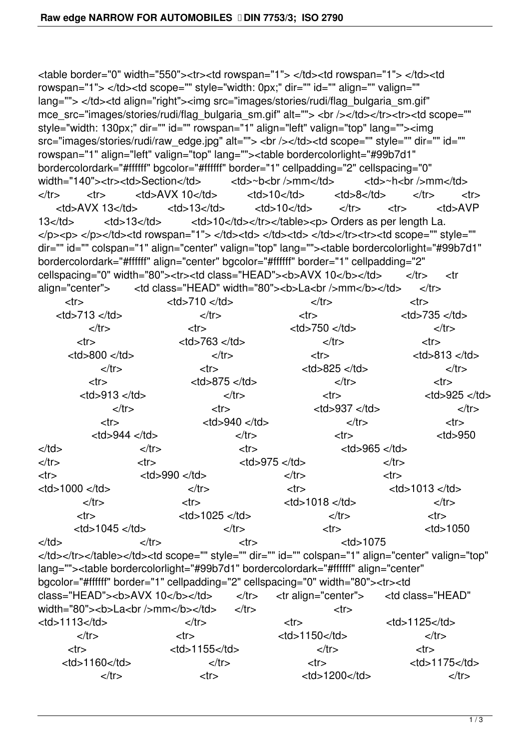```
<table border="0" width="550"><tr><td rowspan="1"> </td><td rowspan="1"> </td><td rowspan="1"> </td><td scope="" style="width: 0px;" dir="" id="" align="" valign="" lang=""> </td><td align="right"><img src="images/stories/rudi/flag_bulgaria_sm.gif" mce_src="images/stories/rudi/flag_bulgaria_sm.gif" alt=""> <br /></td></tr><tr><td scope="" style="width: 130px;" dir="" id="" rowspan="1" align="left" valign="top" lang=""><img src="images/stories/rudi/raw_edge.jpg" alt=""> <br /></td><td scope="" style="" dir="" id="" rowspan="1" align="left" valign="top" lang=""><table bordercolorlight="#99b7d1" bordercolordark="#ffffff" bgcolor="#ffffff" border="1" cellpadding="2" cellspacing="0" width="140"><tr><td>Section</td> <td>~b<br />mm</td> <td>~h<br />mm</td> </tr> <tr> <td>AVX 10</td> <td>10</td> <td>8</td> </tr> <tr> <td>AVX 13</td> <td>13</td> <td>10</td> </tr> <tr> <td>AVP 13</td> <td>13</td> <td>10</td></tr></table><p> Orders as per length La. </p><p> </p></td><td rowspan="1"> </td><td> </td><td> </td></tr><tr><td scope="" style="" dir="" id="" colspan="1" align="center" valign="top" lang=""><table bordercolorlight="#99b7d1" bordercolordark="#ffffff" align="center" bgcolor="#ffffff" border="1" cellpadding="2" cellspacing="0" width="80"><tr><td class="HEAD"><b>AVX 10</b></td> </tr> <tr align="center"> <td class="HEAD" width="80"><b>La<br />mm</b></td> </tr> <tr> <td>710 </td> </tr> <tr> <td>713 </td> </tr> <tr> <td>735 </td> </tr> <tr> <td>750 </td> </tr> <tr> <td>763 </td> </tr> <tr> <td>800 </td> </tr> <tr> <td>813 </td> </tr> <tr> <td>825 </td> </tr> <tr> <td>875 </td> </tr> <tr> <td>913 </td> </tr> <tr> <td>925 </td> </tr> <tr> <td>937 </td> </tr> <tr> <td>940 </td> </tr> <tr> <td>944 </td> </tr> <tr> <td>950 </td> </tr> <tr> <td>965 </td> </tr> <tr> <td>975 </td> </tr> <tr> <td>990 </td> </tr> <tr> <td>1000 </td> </tr> <tr> <td>1013 </td> </tr> <tr> <td>1018 </td> </tr> <tr> <td>1025 </td> </tr> <tr> <td>1045 </td> </tr> <tr> <td>1050 </td> </tr> <tr> <td>1075 </td></tr></table></td><td scope="" style="" dir="" id="" colspan="1" align="center" valign="top" lang=""><table bordercolorlight="#99b7d1" bordercolordark="#ffffff" align="center" bgcolor="#ffffff" border="1" cellpadding="2" cellspacing="0" width="80"><tr><td class="HEAD"><b>AVX 10</b></td> </tr> <tr align="center"> <td class="HEAD" width="80"><b>La<br />mm</b></td> </tr> <tr> <td>1113</td> </tr> <tr> <td>1125</td> </tr> <tr> <td>1150</td> </tr> <tr> <td>1155</td> </tr> <tr> <td>1160</td> </tr> <tr> <td>1175</td> </tr> <tr> <td>1200</td> </tr>
```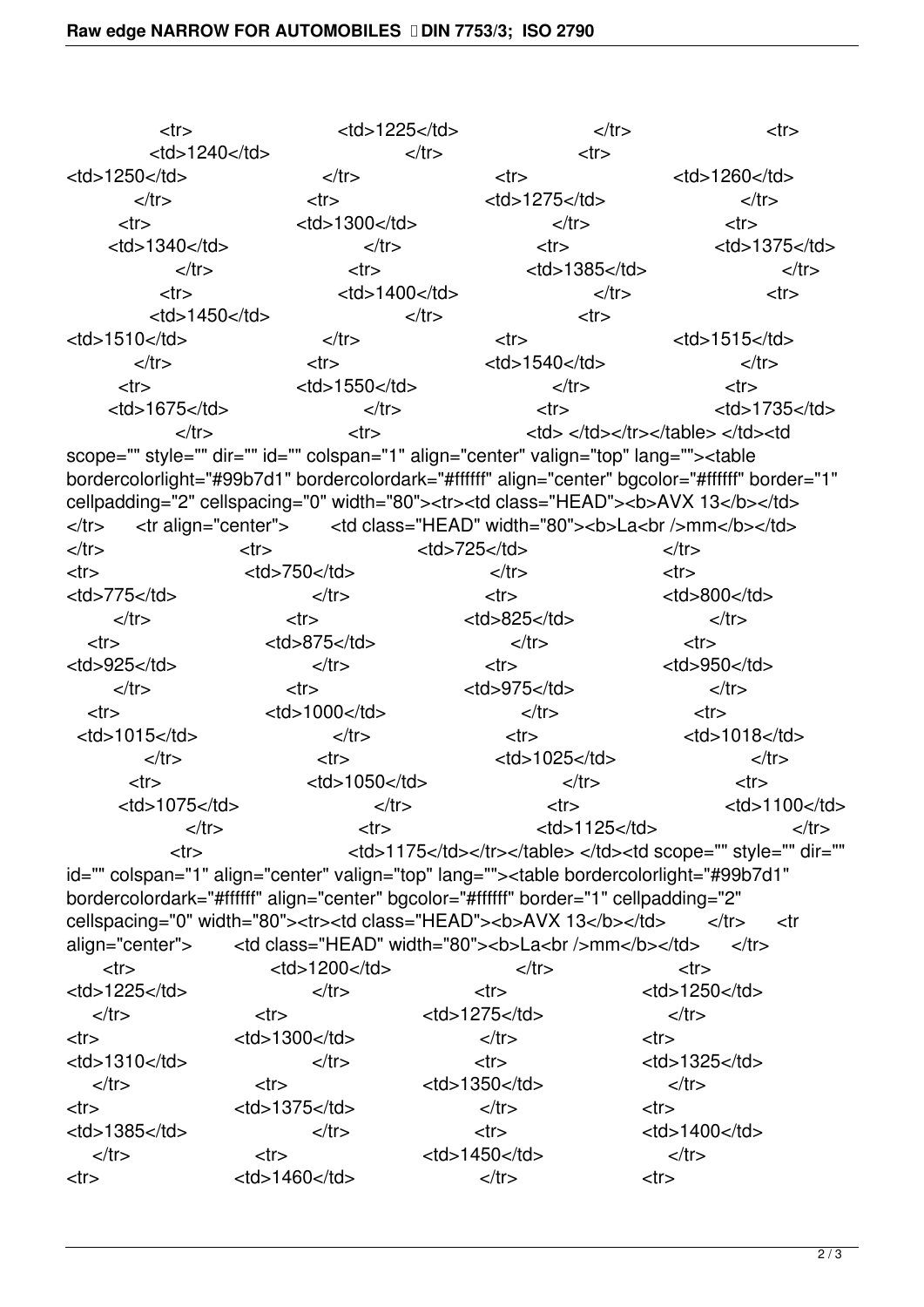```
<tr> <td>1225</td> </tr> <tr> <td>1240</td> </tr> <tr>
<td>1250</td> </tr> <tr> <td>1260</td>
</tr> <tr> <td>1275</td> </tr>
<tr> <td>1300</td> </tr> <tr>
<td>1340</td> </tr> <tr> <td>1375</td>
</tr> <tr> <td>1385</td> </tr>
<tr> <td>1400</td> </tr> <tr>
<td>1450</td> </tr> <tr>
<td>1510</td> </tr> <tr> <td>1515</td>
</tr> <tr> <td>1540</td> </tr>
<tr> <td>1550</td> </tr> <tr>
<td>1675</td> </tr> <tr> <td>1735</td>
</tr> <tr> <td> </td></tr></table> </td><td
scope="" style="" dir="" id="" colspan="1" align="center" valign="top" lang=""><table
bordercolorlight="#99b7d1" bordercolordark="#ffffff" align="center" bgcolor="#ffffff" border="1"
cellpadding="2" cellspacing="0" width="80"><tr><td class="HEAD"><b>AVX 13</b></td>
</tr> <tr align="center"> <td class="HEAD" width="80"><b>La<br />mm</b></td>
</tr> <tr> <td>725</td> </tr>
<tr> <td>750</td> </tr> <tr>
<td>775</td> </tr> <tr> <td>800</td>
</tr> <tr> <td>825</td> </tr>
<tr> <td>875</td> </tr> <tr>
<td>925</td> </tr> <tr> <td>950</td>
</tr> <tr> <td>975</td> </tr>
<tr> <td>1000</td> </tr> <tr>
<td>1015</td> </tr> <tr> <td>1018</td>
</tr> <tr> <td>1025</td> </tr>
<tr> <td>1050</td> </tr> <tr>
<td>1075</td> </tr> <tr> <td>1100</td>
</tr> <tr> <td>1125</td> </tr>
<tr> <td>1175</td></tr></table> </td><td scope="" style="" dir=""
id="" colspan="1" align="center" valign="top" lang=""><table bordercolorlight="#99b7d1"
bordercolordark="#ffffff" align="center" bgcolor="#ffffff" border="1" cellpadding="2"
cellspacing="0" width="80"><tr><td class="HEAD"><b>AVX 13</b></td> </tr> <tr
align="center"> <td class="HEAD" width="80"><b>La<br />mm</b></td> </tr>
<tr> <td>1200</td> </tr> <tr>
<td>1225</td> </tr> <tr> <td>1250</td>
</tr> <tr> <td>1275</td> </tr>
<tr> <td>1300</td> </tr> <tr>
<td>1310</td> </tr> <tr> <td>1325</td>
</tr> <tr> <td>1350</td> </tr>
<tr> <td>1375</td> </tr> <tr>
<td>1385</td> </tr> <tr> <td>1400</td>
</tr> <tr> <td>1450</td> </tr>
<tr> <td>1460</td> </tr> <tr>
```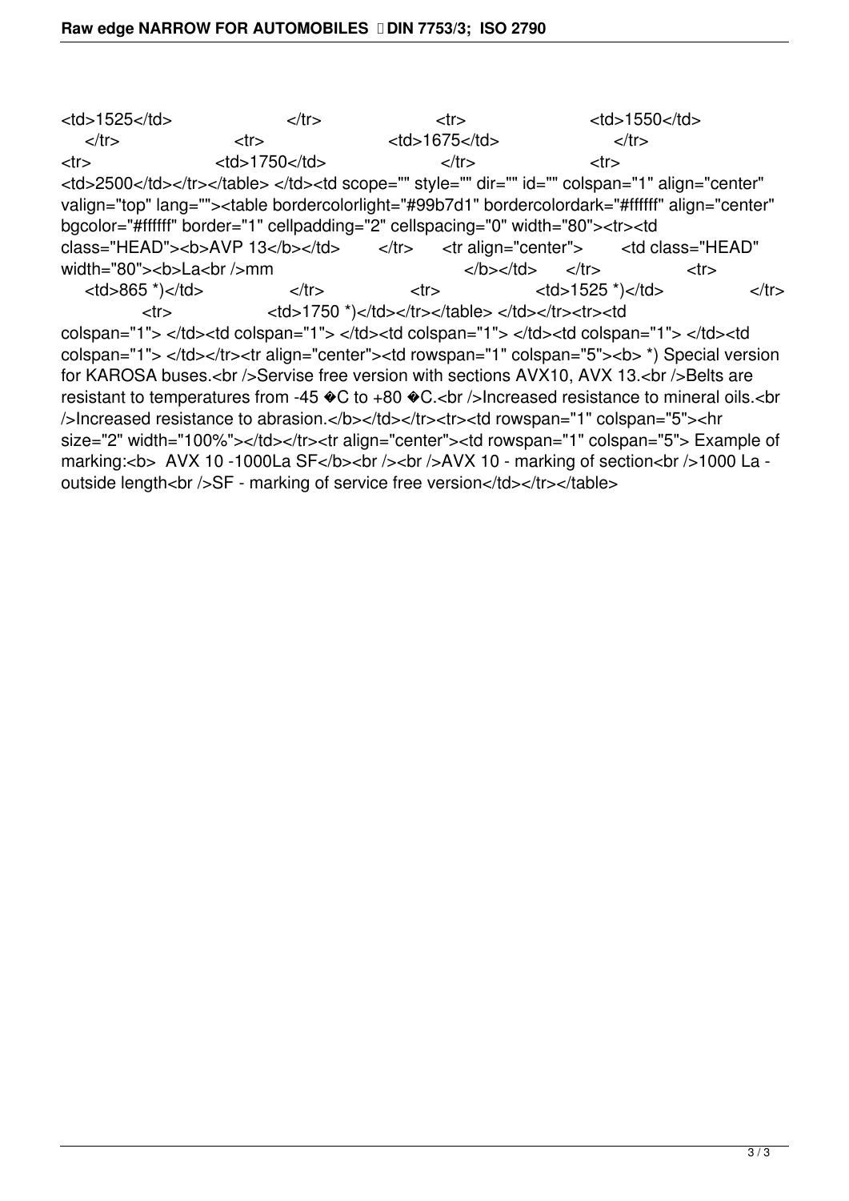<td>1525</td>                    </tr>                    <tr>                    <td>1550</td>                    </tr>                    <tr>                    <td>1675</td>                    </tr>                    <tr>                    <td>1750</td>                    </tr>                    <tr>                    <td>2500</td></tr></table> </td><td scope="" style="" dir="" id="" colspan="1" align="center" valign="top" lang=""><table bordercolorlight="#99b7d1" bordercolordark="#ffffff" align="center" bgcolor="#ffffff" border="1" cellpadding="2" cellspacing="0" width="80"><tr><td class="HEAD"><b>AVP 13</b></td>       </tr>      <tr align="center">       <td class="HEAD" width="80"><b>La<br />mm                                          </b></td>      </tr>               <tr>       <td>865 *)</td>               </tr>               <tr>               <td>1525 *)</td>               </tr>               <tr>               <td>1750 *)</td></tr></table> </td></tr><tr><td colspan="1"> </td><td colspan="1"> </td><td colspan="1"> </td><td colspan="1"> </td><td colspan="1"> </td></tr><tr align="center"><td rowspan="1" colspan="5"><b> *) Special version for KAROSA buses.<br />Servise free version with sections AVX10, AVX 13.<br />Belts are resistant to temperatures from -45 �C to +80 �C.<br />Increased resistance to mineral oils.<br />Increased resistance to abrasion.</b></td></tr><tr><td rowspan="1" colspan="5"><hr size="2" width="100%"></td></tr><tr align="center"><td rowspan="1" colspan="5"> Example of marking:<b>  AVX 10 -1000La SF</b><br /><br />AVX 10 - marking of section<br />1000 La - outside length<br />SF - marking of service free version</td></tr></table>